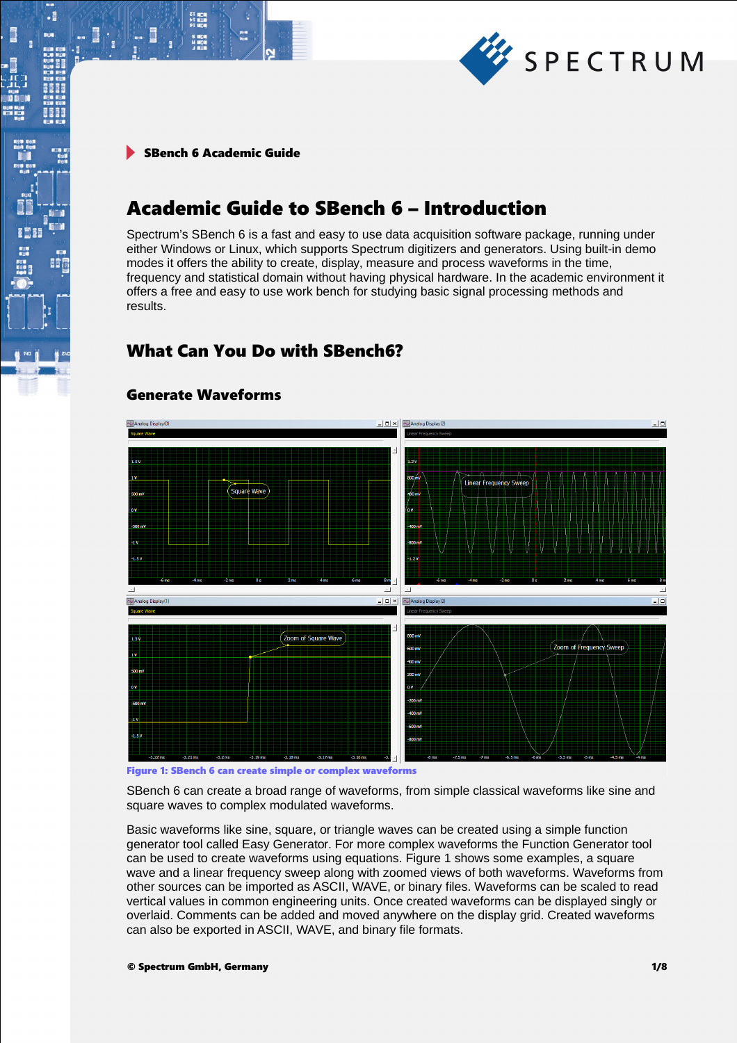SBench 6 Academic Guide

# Academic Guide to SBench 6 – Introduction

Spectrum's SBench 6 is a fast and easy to use data acquisition software package, running under either Windows or Linux, which supports Spectrum digitizers and generators. Using built-in demo modes it offers the ability to create, display, measure and process waveforms in the time, frequency and statistical domain without having physical hardware. In the academic environment it offers a free and easy to use work bench for studying basic signal processing methods and results.

## What Can You Do with SBench6?

### Generate Waveforms

**Figure 1: SBench 6 can create simple or complex waveforms**

SBench 6 can create a broad range of waveforms, from simple classical waveforms like sine and square waves to complex modulated waveforms.

Basic waveforms like sine, square, or triangle waves can be created using a simple function generator tool called Easy Generator. For more complex waveforms the Function Generator tool can be used to create waveforms using equations. Figure 1 shows some examples, a square wave and a linear frequency sweep along with zoomed views of both waveforms. Waveforms from other sources can be imported as ASCII, WAVE, or binary files. Waveforms can be scaled to read vertical values in common engineering units. Once created waveforms can be displayed singly or overlaid. Comments can be added and moved anywhere on the display grid. Created waveforms can also be exported in ASCII, WAVE, and binary file formats.

© Spectrum GmbH, Germany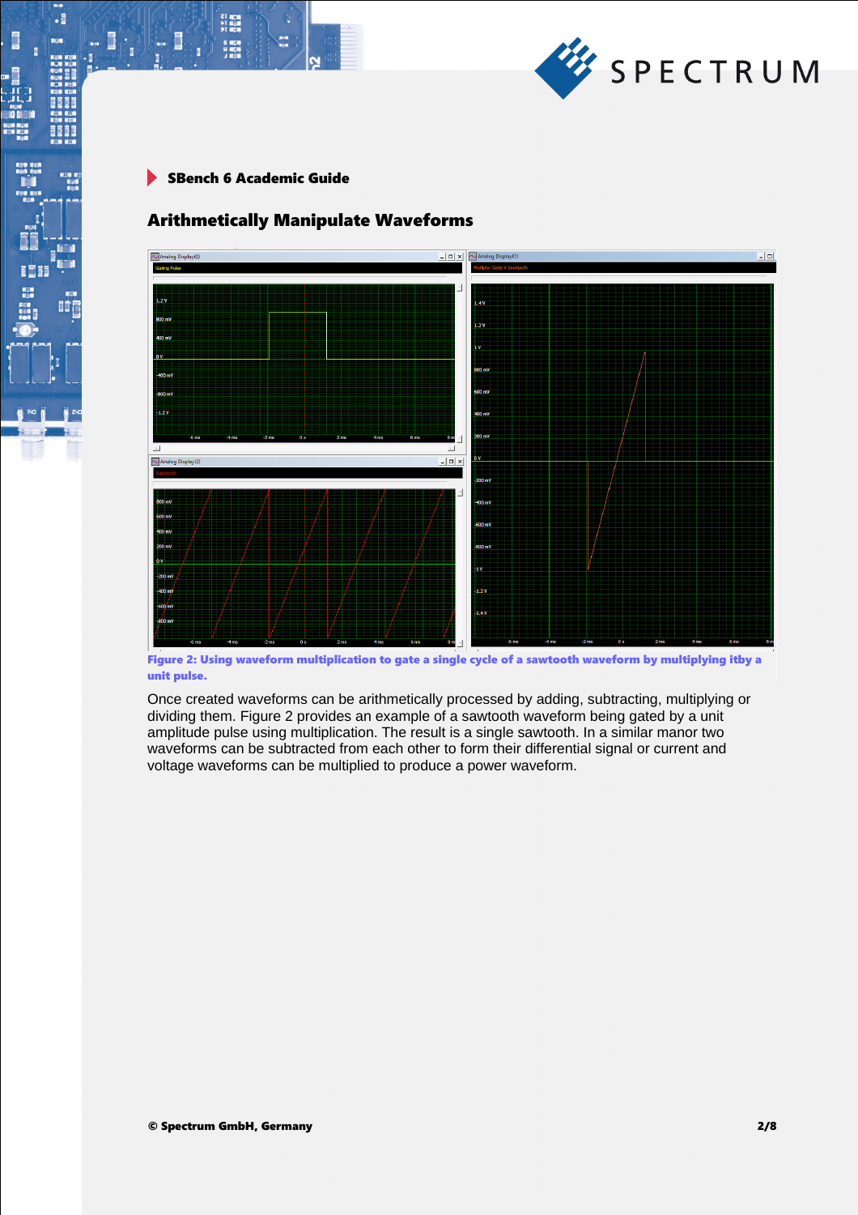## SBench 6 Academic Guide

## Arithmetically Manipulate Waveforms

**Figure 2: Using waveform multiplication to gate a single cycle of a sawtooth waveform by multiplying itby a unit pulse.**

Once created waveforms can be arithmetically processed by adding, subtracting, multiplying or dividing them. Figure 2 provides an example of a sawtooth waveform being gated by a unit amplitude pulse using multiplication. The result is a single sawtooth. In a similar manor two waveforms can be subtracted from each other to form their differential signal or current and voltage waveforms can be multiplied to produce a power waveform.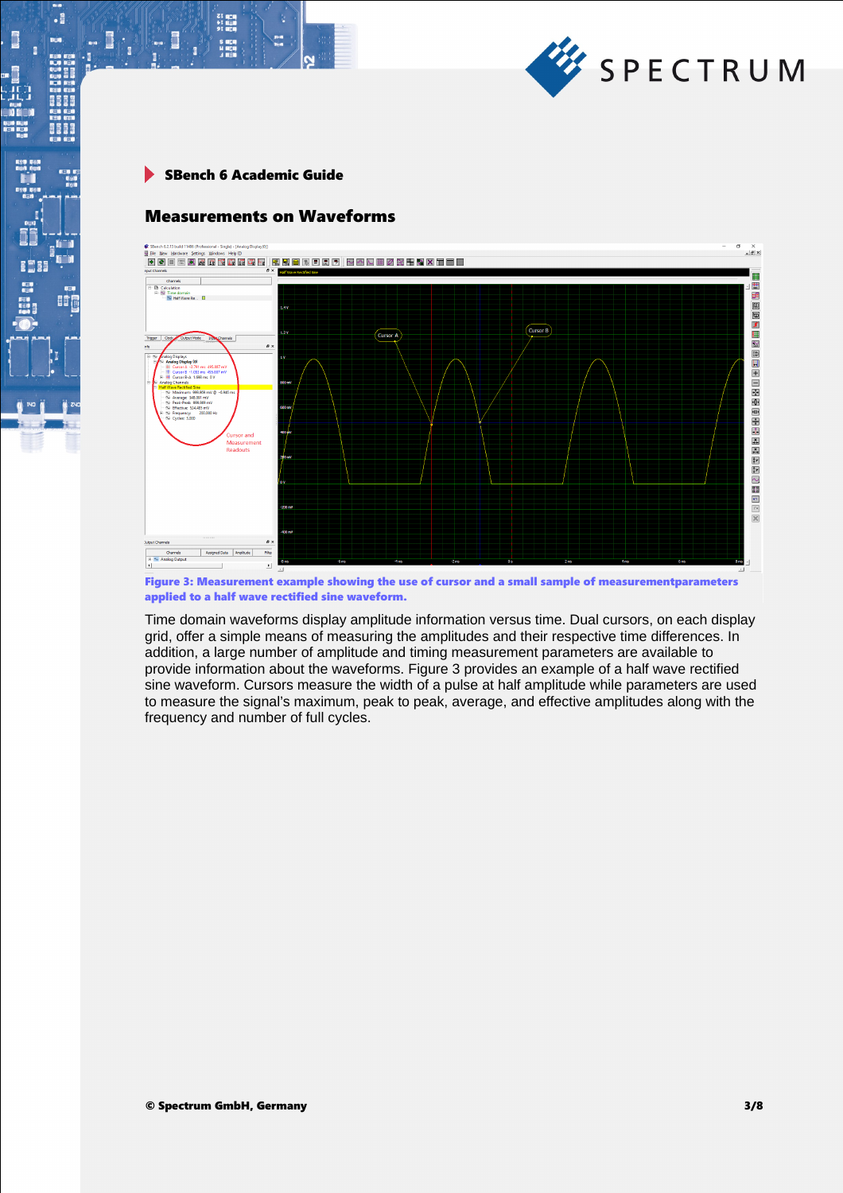### SBench 6 Academic Guide

## Measurements on Waveforms

**Figure 3: Measurement example showing the use of cursor and a small sample of measurementparameters applied to a half wave rectified sine waveform.**

Time domain waveforms display amplitude information versus time. Dual cursors, on each display grid, offer a simple means of measuring the amplitudes and their respective time differences. In addition, a large number of amplitude and timing measurement parameters are available to provide information about the waveforms. Figure 3 provides an example of a half wave rectified sine waveform. Cursors measure the width of a pulse at half amplitude while parameters are used to measure the signal's maximum, peak to peak, average, and effective amplitudes along with the frequency and number of full cycles.

© Spectrum GmbH, Germany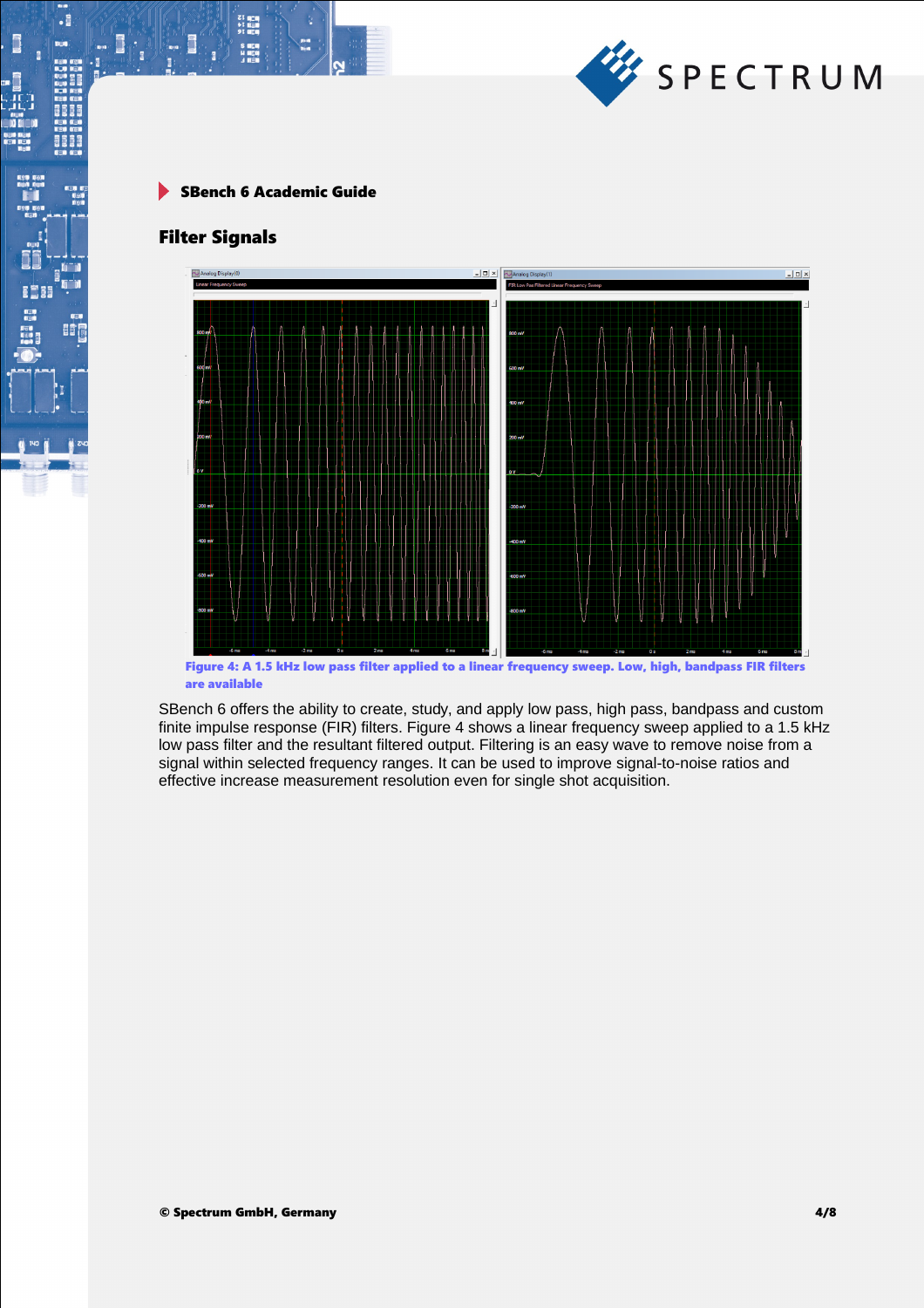## SBench 6 Academic Guide

## Filter Signals

**Figure 4: A 1.5 kHz low pass filter applied to a linear frequency sweep. Low, high, bandpass FIR filters are available**

SBench 6 offers the ability to create, study, and apply low pass, high pass, bandpass and custom finite impulse response (FIR) filters. Figure 4 shows a linear frequency sweep applied to a 1.5 kHz low pass filter and the resultant filtered output. Filtering is an easy wave to remove noise from a signal within selected frequency ranges. It can be used to improve signal-to-noise ratios and effective increase measurement resolution even for single shot acquisition.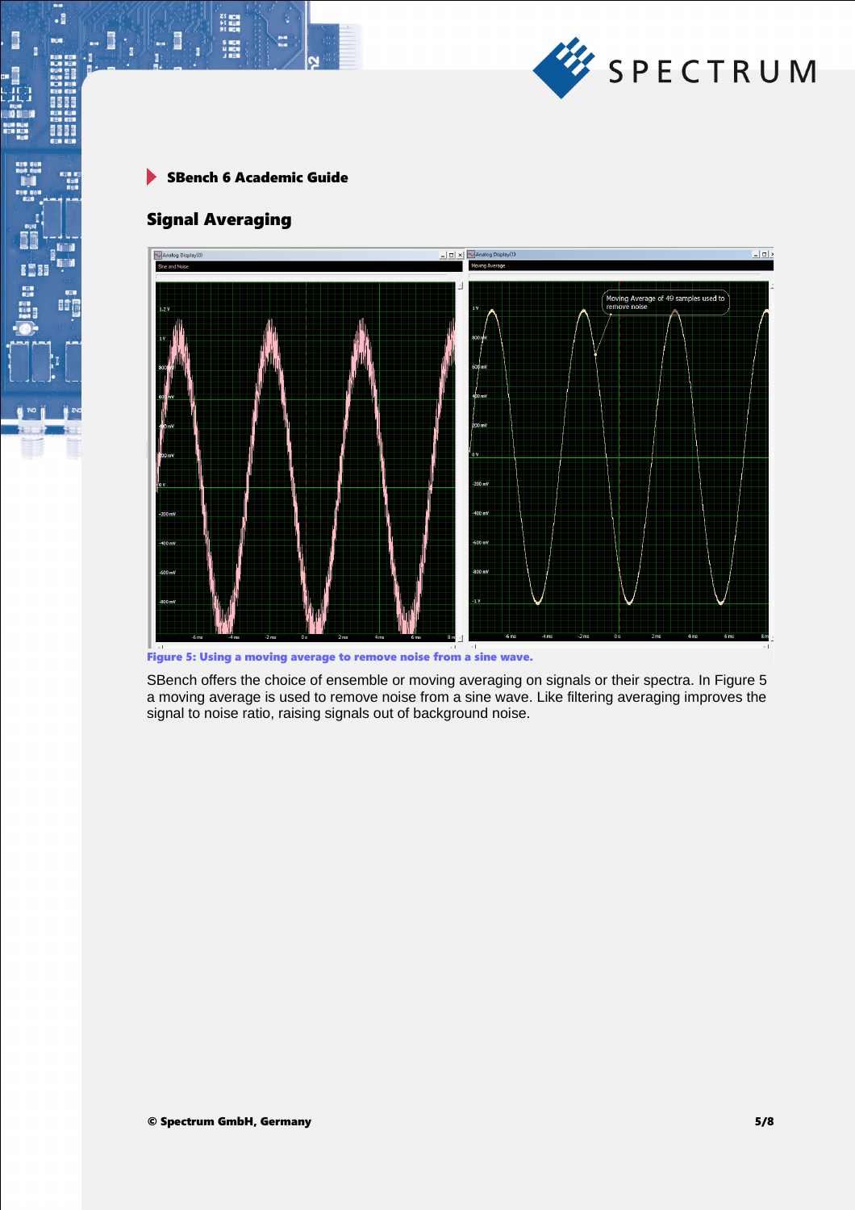## Signal Averaging

Figure 5: Using a moving average to remove noise from a sine wave.

SBench offers the choice of ensemble or moving averaging on signals or their spectra. In Figure 5 a moving average is used to remove noise from a sine wave. Like filtering averaging improves the signal to noise ratio, raising signals out of background noise.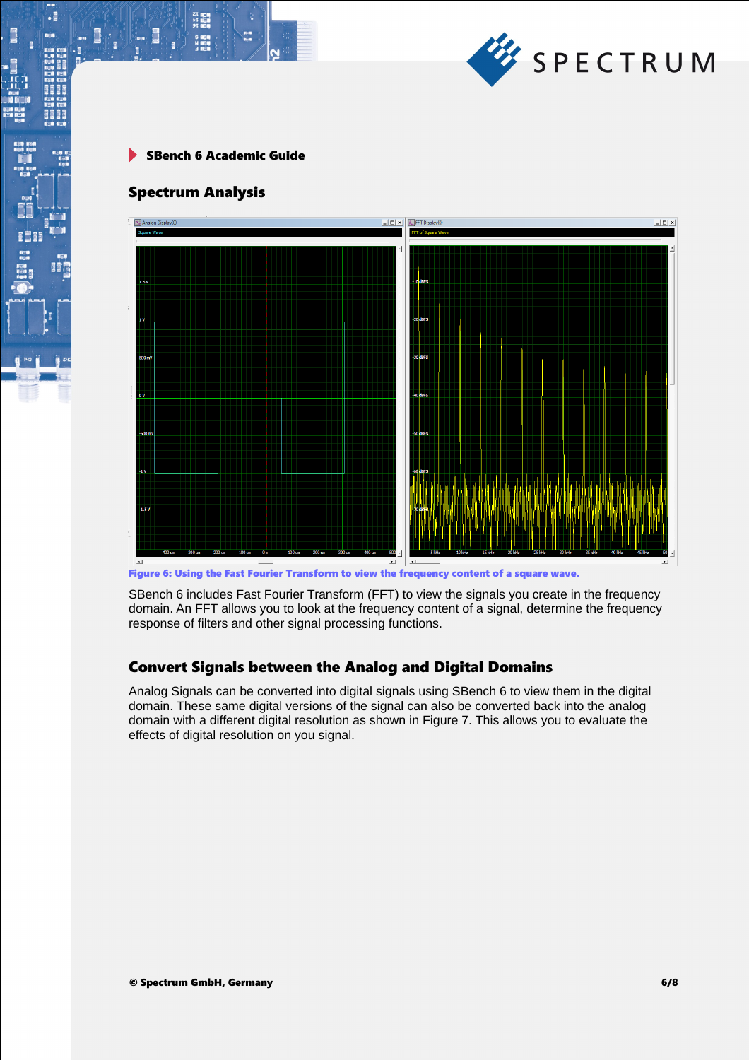## SBench 6 Academic Guide

### Spectrum Analysis

**Figure 6: Using the Fast Fourier Transform to view the frequency content of a square wave.**

SBench 6 includes Fast Fourier Transform (FFT) to view the signals you create in the frequency domain. An FFT allows you to look at the frequency content of a signal, determine the frequency response of filters and other signal processing functions.

### Convert Signals between the Analog and Digital Domains

Analog Signals can be converted into digital signals using SBench 6 to view them in the digital domain. These same digital versions of the signal can also be converted back into the analog domain with a different digital resolution as shown in Figure 7. This allows you to evaluate the effects of digital resolution on you signal.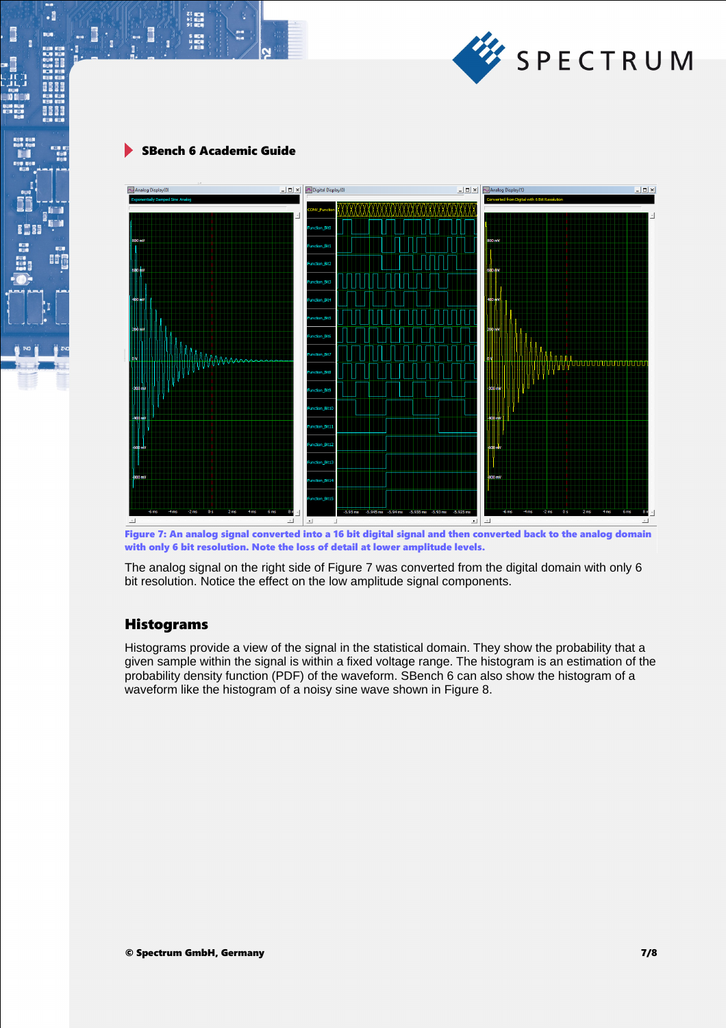Figure 7: An analog signal converted into a 16 bit digital signal and then converted back to the analog domain with only 6 bit resolution. Note the loss of detail at lower amplitude levels.

The analog signal on the right side of Figure 7 was converted from the digital domain with only 6 bit resolution. Notice the effect on the low amplitude signal components.

## Histograms

Histograms provide a view of the signal in the statistical domain. They show the probability that a given sample within the signal is within a fixed voltage range. The histogram is an estimation of the probability density function (PDF) of the waveform. SBench 6 can also show the histogram of a waveform like the histogram of a noisy sine wave shown in Figure 8.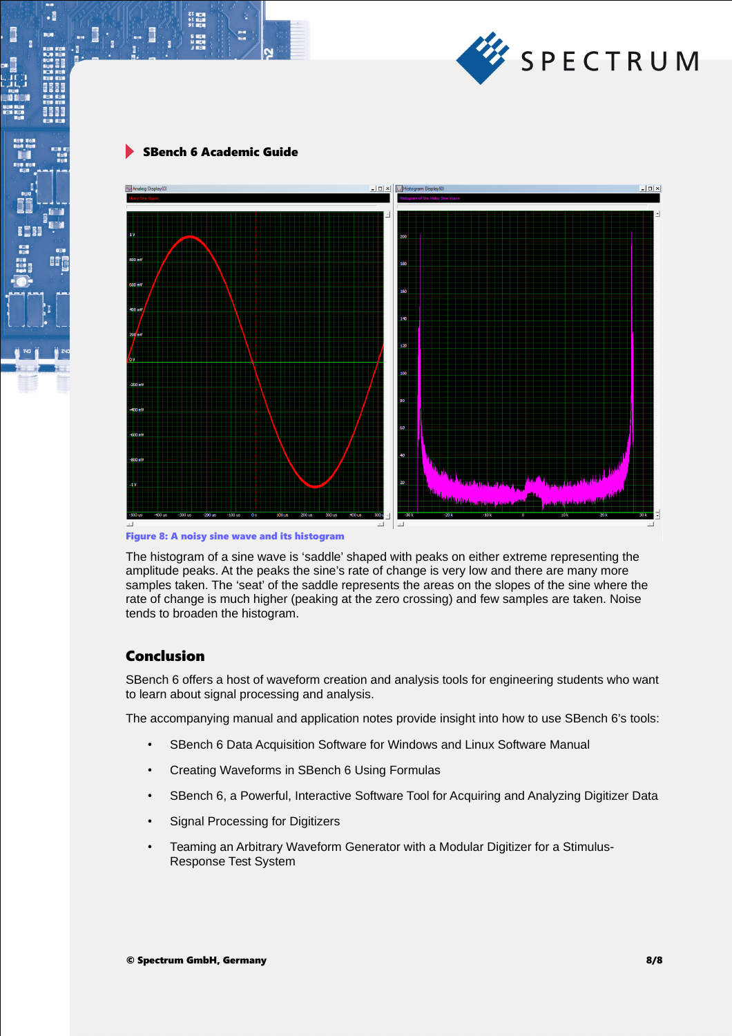## SBench 6 Academic Guide

Figure 8: A noisy sine wave and its histogram

The histogram of a sine wave is 'saddle' shaped with peaks on either extreme representing the amplitude peaks. At the peaks the sine's rate of change is very low and there are many more samples taken. The 'seat' of the saddle represents the areas on the slopes of the sine where the rate of change is much higher (peaking at the zero crossing) and few samples are taken. Noise tends to broaden the histogram.

## Conclusion

SBench 6 offers a host of waveform creation and analysis tools for engineering students who want to learn about signal processing and analysis.

The accompanying manual and application notes provide insight into how to use SBench 6's tools:

- SBench 6 Data Acquisition Software for Windows and Linux Software Manual
- Creating Waveforms in SBench 6 Using Formulas
- SBench 6, a Powerful, Interactive Software Tool for Acquiring and Analyzing Digitizer Data
- Signal Processing for Digitizers
- Teaming an Arbitrary Waveform Generator with a Modular Digitizer for a Stimulus-Response Test System

© Spectrum GmbH, Germany